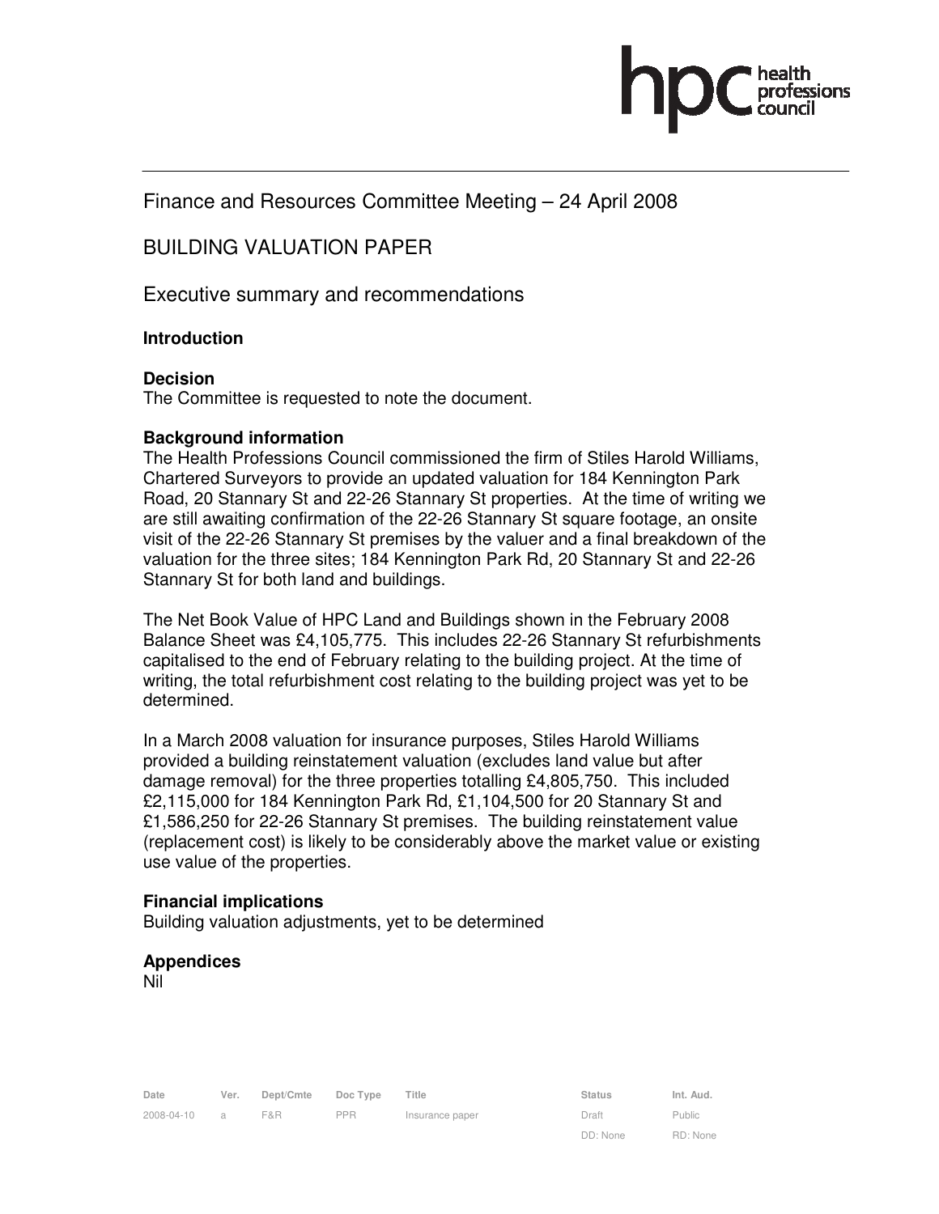Finance and Resources Committee Meeting – 24 April 2008

# BUILDING VALUATION PAPER

## Executive summary and recommendations

### Introduction

### Decision

The Committee is requested to note the document.

### Background information

The Health Professions Council commissioned the firm of Stiles Harold Williams, Chartered Surveyors to provide an updated valuation for 184 Kennington Park Road, 20 Stannary St and 22-26 Stannary St properties. At the time of writing we are still awaiting confirmation of the 22-26 Stannary St square footage, an onsite visit of the 22-26 Stannary St premises by the valuer and a final breakdown of the valuation for the three sites; 184 Kennington Park Rd, 20 Stannary St and 22-26 Stannary St for both land and buildings.

The Net Book Value of HPC Land and Buildings shown in the February 2008 Balance Sheet was £4,105,775. This includes 22-26 Stannary St refurbishments capitalised to the end of February relating to the building project. At the time of writing, the total refurbishment cost relating to the building project was yet to be determined.

In a March 2008 valuation for insurance purposes, Stiles Harold Williams provided a building reinstatement valuation (excludes land value but after damage removal) for the three properties totalling £4,805,750. This included £2,115,000 for 184 Kennington Park Rd, £1,104,500 for 20 Stannary St and £1,586,250 for 22-26 Stannary St premises. The building reinstatement value (replacement cost) is likely to be considerably above the market value or existing use value of the properties.

### Financial implications

Building valuation adjustments, yet to be determined

### Appendices

Nil

| Date | Ver. | Dept/Cmte | Doc Type | Title | Status | Int. Aud. |
|---|---|---|---|---|---|---|
| 2008-04-10 | a | F&R | PPR | Insurance paper | Draft | Public |
| | | | | | DD: None | RD: None |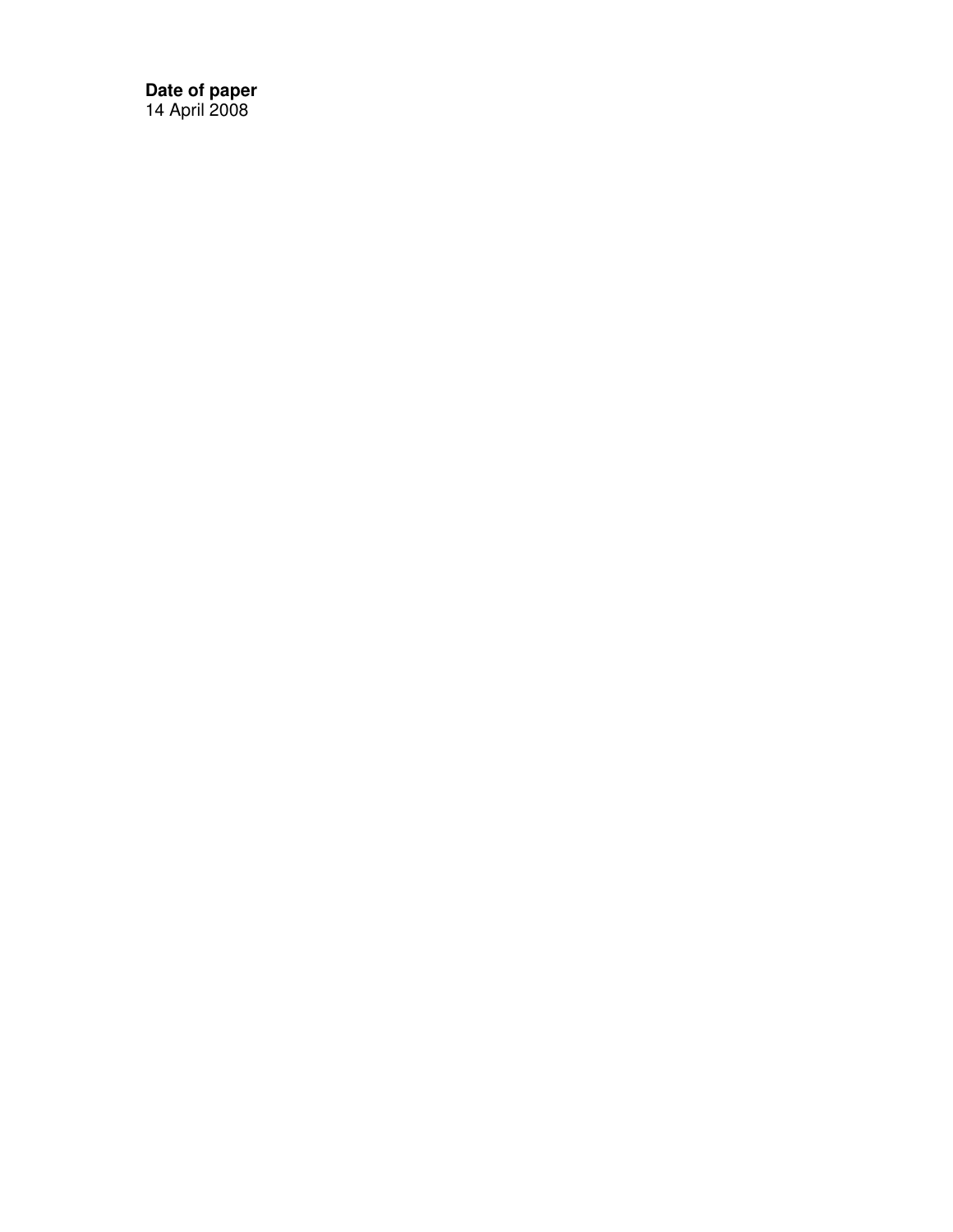**Date of paper**
14 April 2008